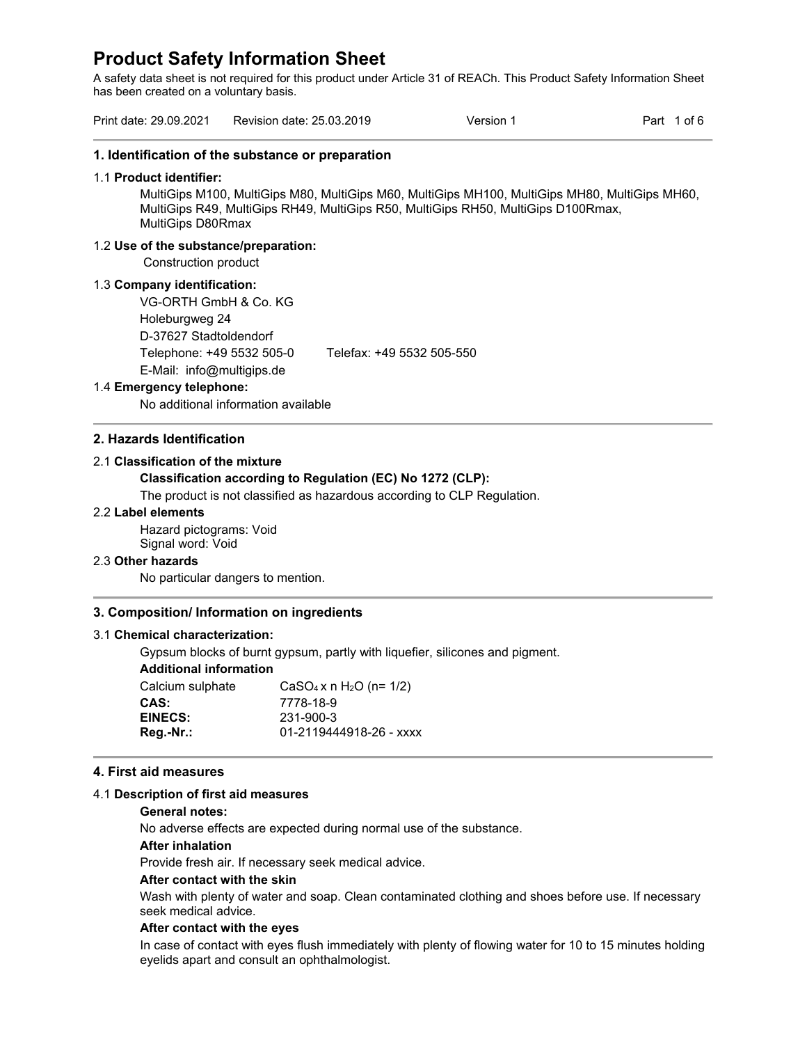# Product Safety Information Sheet

A safety data sheet is not required for this product under Article 31 of REACh. This Product Safety Information Sheet has been created on a voluntary basis.

Print date: 29.09.2021 Revision date: 25.03.2019 Version 1

## 1. Identification of the substance or preparation

1.1 **Product identifier:**

MultiGips M100, MultiGips M80, MultiGips M60, MultiGips MH100, MultiGips MH80, MultiGips MH60, MultiGips R49, MultiGips RH49, MultiGips R50, MultiGips RH50, MultiGips D100Rmax, MultiGips D80Rmax

1.2 **Use of the substance/preparation:**

Construction product

1.3 **Company identification:**

VG-ORTH GmbH & Co. KG
Holeburgweg 24
D-37627 Stadtoldendorf
Telephone: +49 5532 505-0 Telefax: +49 5532 505-550
E-Mail: info@multigips.de

1.4 **Emergency telephone:**

No additional information available

## 2. Hazards Identification

2.1 **Classification of the mixture**

**Classification according to Regulation (EC) No 1272 (CLP):**

The product is not classified as hazardous according to CLP Regulation.

2.2 **Label elements**

Hazard pictograms: Void
Signal word: Void

2.3 **Other hazards**

No particular dangers to mention.

## 3. Composition/ Information on ingredients

3.1 **Chemical characterization:**

Gypsum blocks of burnt gypsum, partly with liquefier, silicones and pigment.

**Additional information**

| | |
|---|---|
| Calcium sulphate | $CaSO_4 \times n\ H_2O$ (n= 1/2) |
| **CAS:** | 7778-18-9 |
| **EINECS:** | 231-900-3 |
| **Reg.-Nr.:** | 01-2119444918-26 - xxxx |

## 4. First aid measures

4.1 **Description of first aid measures**

**General notes:**

No adverse effects are expected during normal use of the substance.

**After inhalation**

Provide fresh air. If necessary seek medical advice.

**After contact with the skin**

Wash with plenty of water and soap. Clean contaminated clothing and shoes before use. If necessary seek medical advice.

**After contact with the eyes**

In case of contact with eyes flush immediately with plenty of flowing water for 10 to 15 minutes holding eyelids apart and consult an ophthalmologist.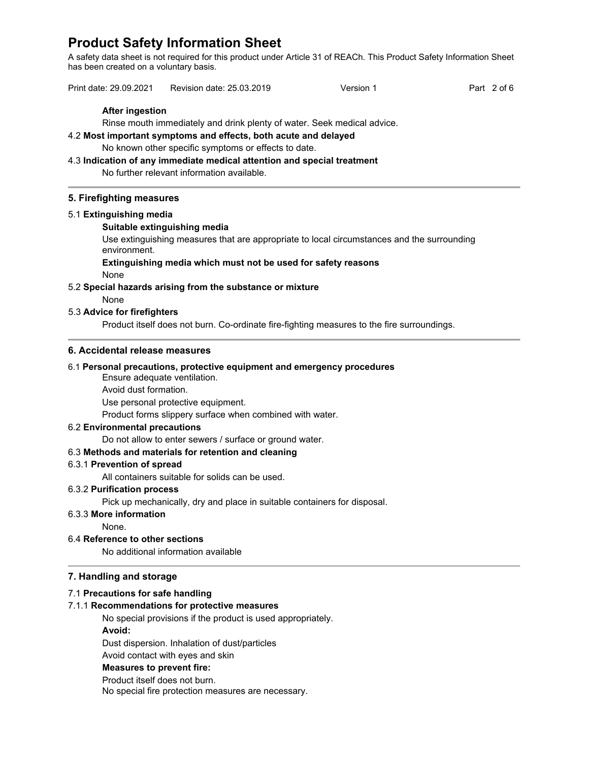**After ingestion**

Rinse mouth immediately and drink plenty of water. Seek medical advice.

4.2 **Most important symptoms and effects, both acute and delayed**

No known other specific symptoms or effects to date.

4.3 **Indication of any immediate medical attention and special treatment**

No further relevant information available.

## 5. Firefighting measures

5.1 **Extinguishing media**

**Suitable extinguishing media**

Use extinguishing measures that are appropriate to local circumstances and the surrounding environment.

**Extinguishing media which must not be used for safety reasons**

None

5.2 **Special hazards arising from the substance or mixture**

None

5.3 **Advice for firefighters**

Product itself does not burn. Co-ordinate fire-fighting measures to the fire surroundings.

## 6. Accidental release measures

6.1 **Personal precautions, protective equipment and emergency procedures**

Ensure adequate ventilation.

Avoid dust formation.

Use personal protective equipment.

Product forms slippery surface when combined with water.

6.2 **Environmental precautions**

Do not allow to enter sewers / surface or ground water.

6.3 **Methods and materials for retention and cleaning**

6.3.1 **Prevention of spread**

All containers suitable for solids can be used.

6.3.2 **Purification process**

Pick up mechanically, dry and place in suitable containers for disposal.

6.3.3 **More information**

None.

6.4 **Reference to other sections**

No additional information available

## 7. Handling and storage

7.1 **Precautions for safe handling**

7.1.1 **Recommendations for protective measures**

No special provisions if the product is used appropriately.

**Avoid:**

Dust dispersion. Inhalation of dust/particles

Avoid contact with eyes and skin

**Measures to prevent fire:**

Product itself does not burn.
No special fire protection measures are necessary.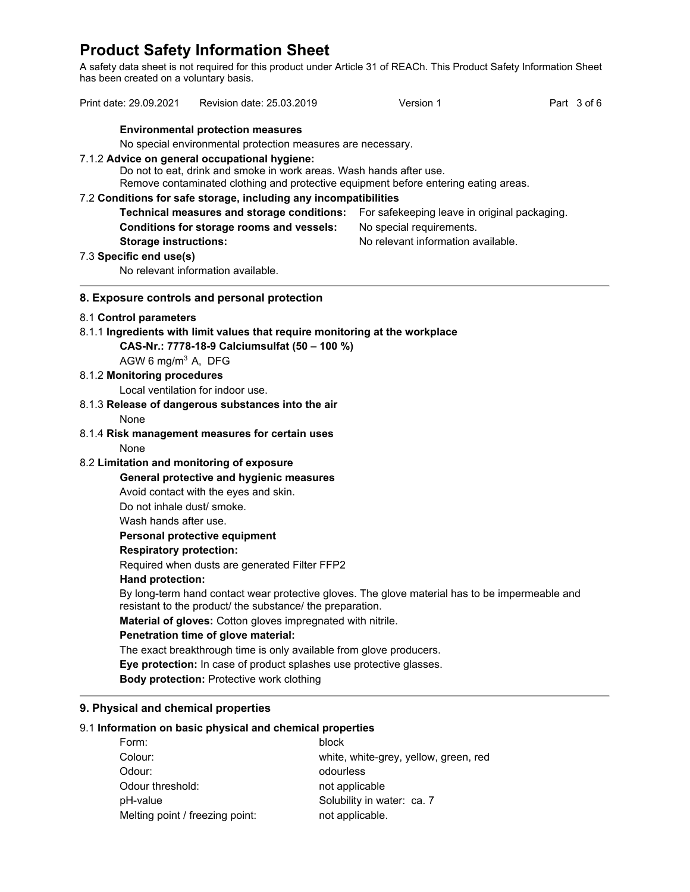# Product Safety Information Sheet

A safety data sheet is not required for this product under Article 31 of REACh. This Product Safety Information Sheet has been created on a voluntary basis.

Print date: 29.09.2021 Revision date: 25.03.2019 Version 1

**Environmental protection measures**

No special environmental protection measures are necessary.

7.1.2 **Advice on general occupational hygiene:**

Do not to eat, drink and smoke in work areas. Wash hands after use.
Remove contaminated clothing and protective equipment before entering eating areas.

7.2 **Conditions for safe storage, including any incompatibilities**

**Technical measures and storage conditions:** For safekeeping leave in original packaging.
**Conditions for storage rooms and vessels:** No special requirements.
**Storage instructions:** No relevant information available.

7.3 **Specific end use(s)**

No relevant information available.

## 8. Exposure controls and personal protection

8.1 **Control parameters**

8.1.1 **Ingredients with limit values that require monitoring at the workplace**

**CAS-Nr.: 7778-18-9 Calciumsulfat (50 – 100 %)**

AGW 6 $mg/m^3$ A, DFG

8.1.2 **Monitoring procedures**

Local ventilation for indoor use.

8.1.3 **Release of dangerous substances into the air**

None

8.1.4 **Risk management measures for certain uses**

None

8.2 **Limitation and monitoring of exposure**

**General protective and hygienic measures**

Avoid contact with the eyes and skin.

Do not inhale dust/ smoke.

Wash hands after use.

**Personal protective equipment**

**Respiratory protection:**

Required when dusts are generated Filter FFP2

**Hand protection:**

By long-term hand contact wear protective gloves. The glove material has to be impermeable and resistant to the product/ the substance/ the preparation.

**Material of gloves:** Cotton gloves impregnated with nitrile.

**Penetration time of glove material:**

The exact breakthrough time is only available from glove producers.

**Eye protection:** In case of product splashes use protective glasses.

**Body protection:** Protective work clothing

## 9. Physical and chemical properties

9.1 **Information on basic physical and chemical properties**

| | |
|---|---|
| Form: | block |
| Colour: | white, white-grey, yellow, green, red |
| Odour: | odourless |
| Odour threshold: | not applicable |
| pH-value | Solubility in water: ca. 7 |
| Melting point / freezing point: | not applicable. |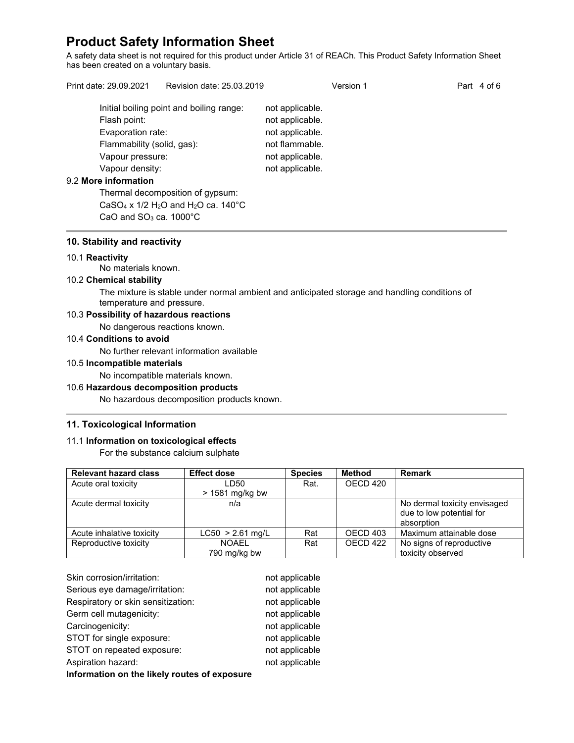Initial boiling point and boiling range: not applicable.
Flash point: not applicable.
Evaporation rate: not applicable.
Flammability (solid, gas): not flammable.
Vapour pressure: not applicable.
Vapour density: not applicable.

9.2 **More information**

Thermal decomposition of gypsum:
$CaSO_4$ x 1/2 $H_2O$ and $H_2O$ ca. 140°C
$CaO$ and $SO_3$ ca. 1000°C

## 10. Stability and reactivity

10.1 **Reactivity**

No materials known.

10.2 **Chemical stability**

The mixture is stable under normal ambient and anticipated storage and handling conditions of temperature and pressure.

10.3 **Possibility of hazardous reactions**

No dangerous reactions known.

10.4 **Conditions to avoid**

No further relevant information available

10.5 **Incompatible materials**

No incompatible materials known.

10.6 **Hazardous decomposition products**

No hazardous decomposition products known.

## 11. Toxicological Information

11.1 **Information on toxicological effects**

For the substance calcium sulphate

| Relevant hazard class | Effect dose | Species | Method | Remark |
|---|---|---|---|---|
| Acute oral toxicity | LD50 > 1581 mg/kg bw | Rat. | OECD 420 | |
| Acute dermal toxicity | n/a | | | No dermal toxicity envisaged due to low potential for absorption |
| Acute inhalative toxicity | LC50 > 2.61 mg/L | Rat | OECD 403 | Maximum attainable dose |
| Reproductive toxicity | NOAEL 790 mg/kg bw | Rat | OECD 422 | No signs of reproductive toxicity observed |

Skin corrosion/irritation: not applicable
Serious eye damage/irritation: not applicable
Respiratory or skin sensitization: not applicable
Germ cell mutagenicity: not applicable
Carcinogenicity: not applicable
STOT for single exposure: not applicable
STOT on repeated exposure: not applicable
Aspiration hazard: not applicable

**Information on the likely routes of exposure**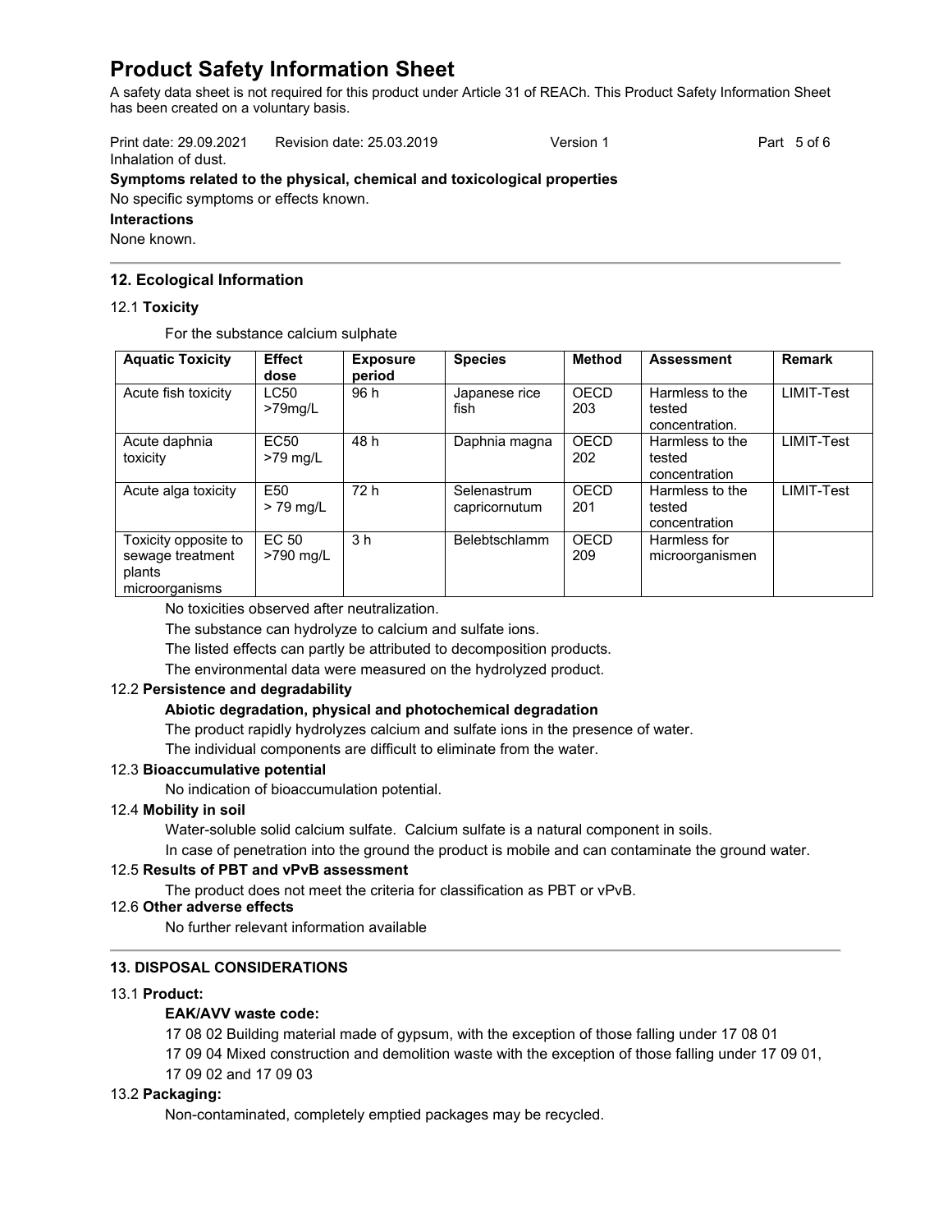Inhalation of dust.

**Symptoms related to the physical, chemical and toxicological properties**

No specific symptoms or effects known.

**Interactions**

None known.

## 12. Ecological Information

### 12.1 Toxicity

For the substance calcium sulphate

| Aquatic Toxicity | Effect dose | Exposure period | Species | Method | Assessment | Remark |
|---|---|---|---|---|---|---|
| Acute fish toxicity | LC50 >79mg/L | 96 h | Japanese rice fish | OECD 203 | Harmless to the tested concentration. | LIMIT-Test |
| Acute daphnia toxicity | EC50 >79 mg/L | 48 h | Daphnia magna | OECD 202 | Harmless to the tested concentration | LIMIT-Test |
| Acute alga toxicity | E50 > 79 mg/L | 72 h | Selenastrum capricornutum | OECD 201 | Harmless to the tested concentration | LIMIT-Test |
| Toxicity opposite to sewage treatment plants microorganisms | EC 50 >790 mg/L | 3 h | Belebtschlamm | OECD 209 | Harmless for microorganismen | |

No toxicities observed after neutralization.

The substance can hydrolyze to calcium and sulfate ions.

The listed effects can partly be attributed to decomposition products.

The environmental data were measured on the hydrolyzed product.

### 12.2 Persistence and degradability

**Abiotic degradation, physical and photochemical degradation**

The product rapidly hydrolyzes calcium and sulfate ions in the presence of water.

The individual components are difficult to eliminate from the water.

### 12.3 Bioaccumulative potential

No indication of bioaccumulation potential.

### 12.4 Mobility in soil

Water-soluble solid calcium sulfate. Calcium sulfate is a natural component in soils.

In case of penetration into the ground the product is mobile and can contaminate the ground water.

### 12.5 Results of PBT and vPvB assessment

The product does not meet the criteria for classification as PBT or vPvB.

### 12.6 Other adverse effects

No further relevant information available

## 13. DISPOSAL CONSIDERATIONS

### 13.1 Product:

**EAK/AVV waste code:**

17 08 02 Building material made of gypsum, with the exception of those falling under 17 08 01

17 09 04 Mixed construction and demolition waste with the exception of those falling under 17 09 01, 17 09 02 and 17 09 03

### 13.2 Packaging:

Non-contaminated, completely emptied packages may be recycled.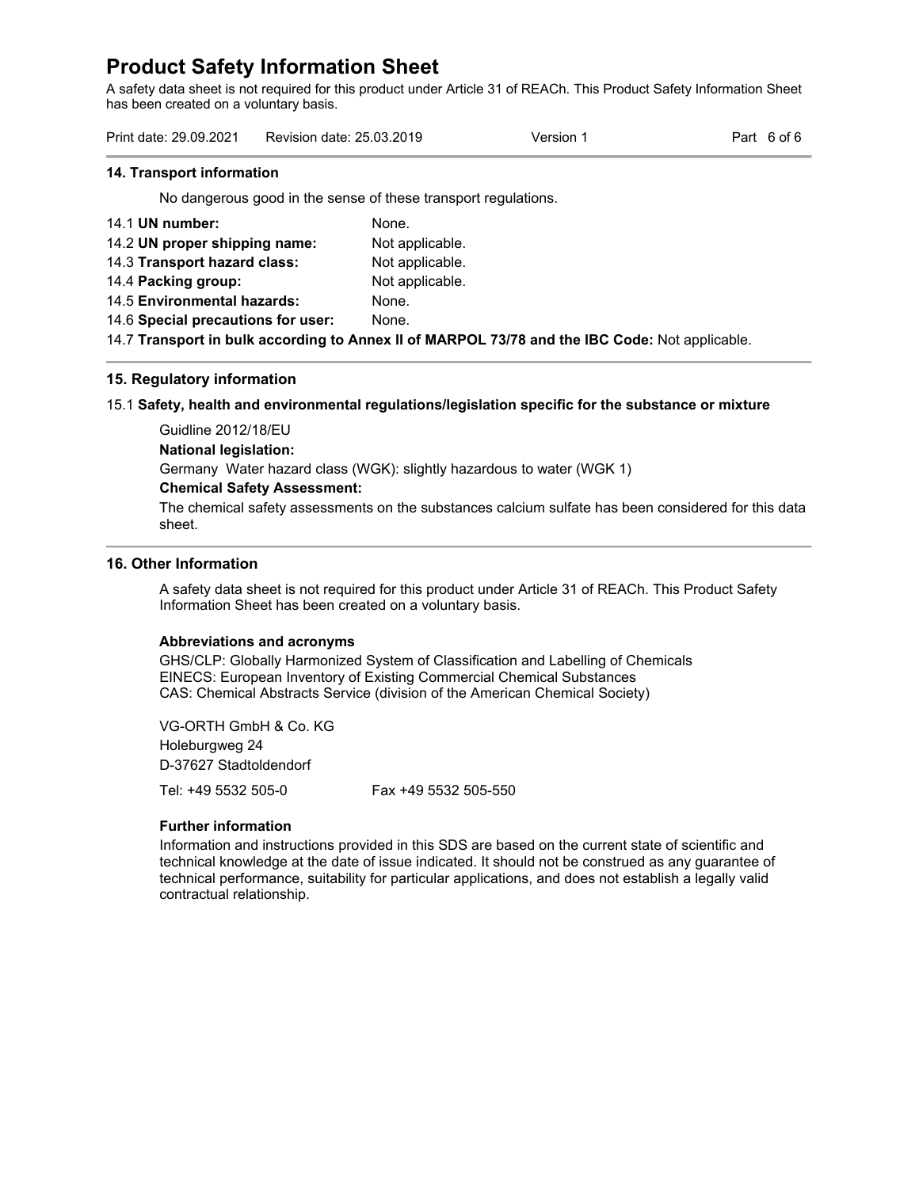## 14. Transport information

No dangerous good in the sense of these transport regulations.

14.1 **UN number:** None.
14.2 **UN proper shipping name:** Not applicable.
14.3 **Transport hazard class:** Not applicable.
14.4 **Packing group:** Not applicable.
14.5 **Environmental hazards:** None.
14.6 **Special precautions for user:** None.
14.7 **Transport in bulk according to Annex II of MARPOL 73/78 and the IBC Code:** Not applicable.

## 15. Regulatory information

15.1 **Safety, health and environmental regulations/legislation specific for the substance or mixture**

Guidline 2012/18/EU

**National legislation:**

Germany Water hazard class (WGK): slightly hazardous to water (WGK 1)

**Chemical Safety Assessment:**

The chemical safety assessments on the substances calcium sulfate has been considered for this data sheet.

## 16. Other Information

A safety data sheet is not required for this product under Article 31 of REACh. This Product Safety Information Sheet has been created on a voluntary basis.

**Abbreviations and acronyms**

GHS/CLP: Globally Harmonized System of Classification and Labelling of Chemicals
EINECS: European Inventory of Existing Commercial Chemical Substances
CAS: Chemical Abstracts Service (division of the American Chemical Society)

VG-ORTH GmbH & Co. KG
Holeburgweg 24
D-37627 Stadtoldendorf

Tel: +49 5532 505-0 Fax +49 5532 505-550

**Further information**

Information and instructions provided in this SDS are based on the current state of scientific and technical knowledge at the date of issue indicated. It should not be construed as any guarantee of technical performance, suitability for particular applications, and does not establish a legally valid contractual relationship.